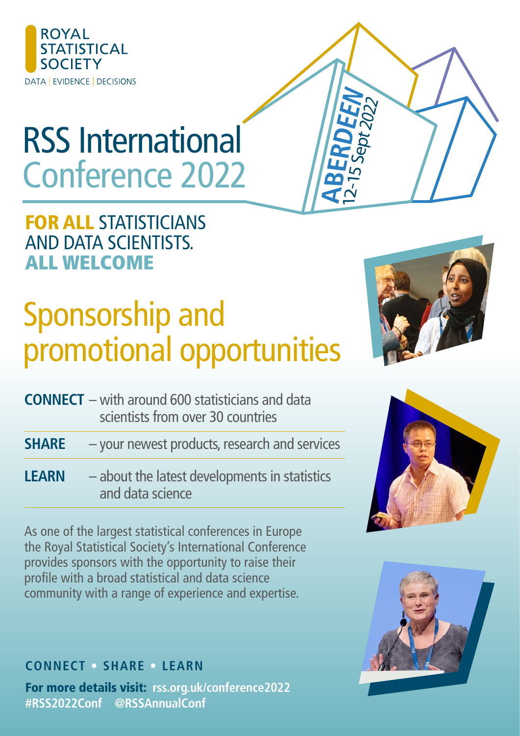ROYAL STATISTICAL SOCIETY

DATA | EVIDENCE | DECISIONS

# RSS International Conference 2022

ABERDEEN 12-15 Sept 2022

**FOR ALL** STATISTICIANS AND DATA SCIENTISTS. **ALL WELCOME**

## Sponsorship and promotional opportunities

| | |
|---|---|
| **CONNECT** | – with around 600 statisticians and data scientists from over 30 countries |
| **SHARE** | – your newest products, research and services |
| **LEARN** | – about the latest developments in statistics and data science |

As one of the largest statistical conferences in Europe the Royal Statistical Society's International Conference provides sponsors with the opportunity to raise their profile with a broad statistical and data science community with a range of experience and expertise.

**CONNECT • SHARE • LEARN**

**For more details visit:** rss.org.uk/conference2022

**#RSS2022Conf @RSSAnnualConf**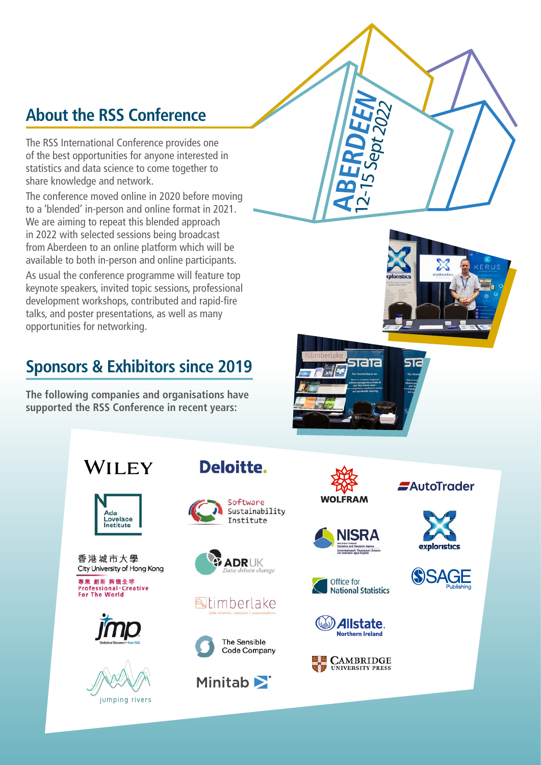## About the RSS Conference

The RSS International Conference provides one of the best opportunities for anyone interested in statistics and data science to come together to share knowledge and network.

The conference moved online in 2020 before moving to a 'blended' in-person and online format in 2021. We are aiming to repeat this blended approach in 2022 with selected sessions being broadcast from Aberdeen to an online platform which will be available to both in-person and online participants.

As usual the conference programme will feature top keynote speakers, invited topic sessions, professional development workshops, contributed and rapid-fire talks, and poster presentations, as well as many opportunities for networking.

ABERDEEN
12-15 Sept 2022

## Sponsors & Exhibitors since 2019

**The following companies and organisations have supported the RSS Conference in recent years:**

Wiley

Ada Lovelace Institute

香港城市大學 City University of Hong Kong
專業 創新 胸懷全球 Professional · Creative For The World

jmp Statistical Discovery from SAS

jumping rivers

Deloitte.

Software Sustainability Institute

ADR UK Data-driven change

timberlake data science | statistics | econometrics

The Sensible Code Company

Minitab

Wolfram

NISRA Northern Ireland Statistics and Research Agency

Office for National Statistics

Allstate. Northern Ireland

Cambridge University Press

AutoTrader

explorìstics

SAGE Publishing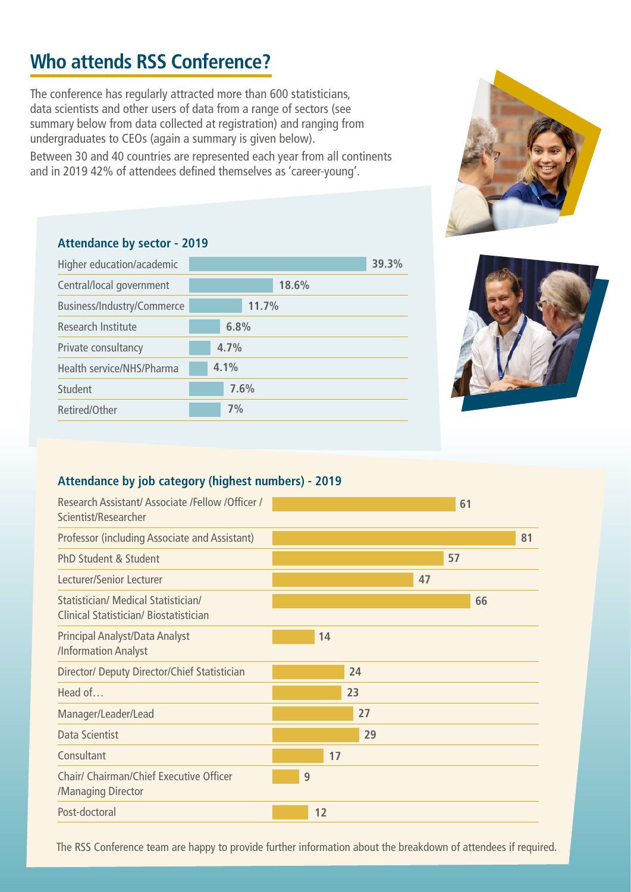# Who attends RSS Conference?

The conference has regularly attracted more than 600 statisticians, data scientists and other users of data from a range of sectors (see summary below from data collected at registration) and ranging from undergraduates to CEOs (again a summary is given below).

Between 30 and 40 countries are represented each year from all continents and in 2019 42% of attendees defined themselves as 'career-young'.

### Attendance by sector - 2019

Higher education/academic 39.3%
Central/local government 18.6%
Business/Industry/Commerce 11.7%
Research Institute 6.8%
Private consultancy 4.7%
Health service/NHS/Pharma 4.1%
Student 7.6%
Retired/Other 7%

### Attendance by job category (highest numbers) - 2019

Research Assistant/ Associate /Fellow /Officer / Scientist/Researcher 61
Professor (including Associate and Assistant) 81
PhD Student & Student 57
Lecturer/Senior Lecturer 47
Statistician/ Medical Statistician/ Clinical Statistician/ Biostatistician 66
Principal Analyst/Data Analyst /Information Analyst 14
Director/ Deputy Director/Chief Statistician 24
Head of… 23
Manager/Leader/Lead 27
Data Scientist 29
Consultant 17
Chair/ Chairman/Chief Executive Officer /Managing Director 9
Post-doctoral 12

The RSS Conference team are happy to provide further information about the breakdown of attendees if required.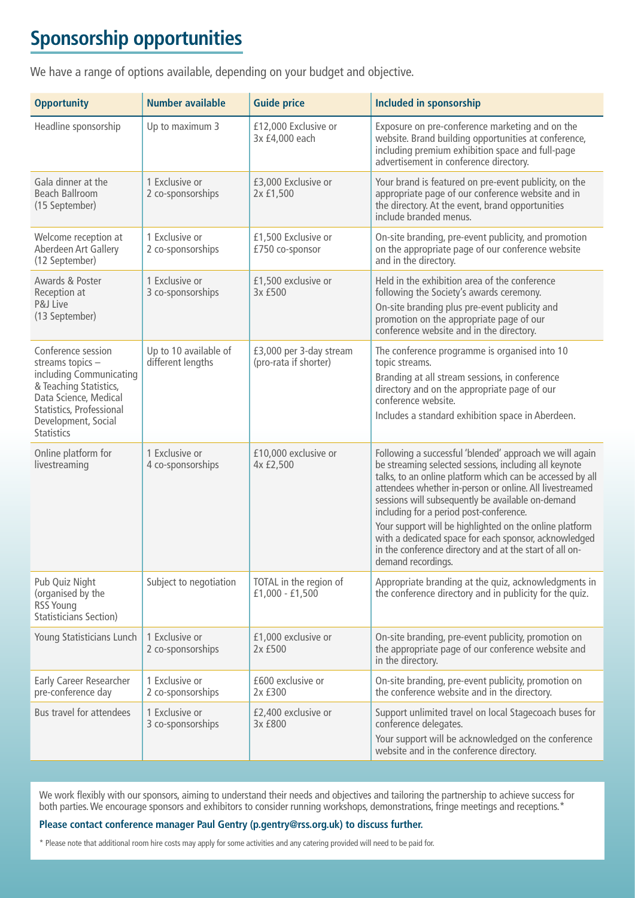# Sponsorship opportunities

We have a range of options available, depending on your budget and objective.

| Opportunity | Number available | Guide price | Included in sponsorship |
|---|---|---|---|
| Headline sponsorship | Up to maximum 3 | £12,000 Exclusive or 3x £4,000 each | Exposure on pre-conference marketing and on the website. Brand building opportunities at conference, including premium exhibition space and full-page advertisement in conference directory. |
| Gala dinner at the Beach Ballroom (15 September) | 1 Exclusive or 2 co-sponsorships | £3,000 Exclusive or 2x £1,500 | Your brand is featured on pre-event publicity, on the appropriate page of our conference website and in the directory. At the event, brand opportunities include branded menus. |
| Welcome reception at Aberdeen Art Gallery (12 September) | 1 Exclusive or 2 co-sponsorships | £1,500 Exclusive or £750 co-sponsor | On-site branding, pre-event publicity, and promotion on the appropriate page of our conference website and in the directory. |
| Awards & Poster Reception at P&J Live (13 September) | 1 Exclusive or 3 co-sponsorships | £1,500 exclusive or 3x £500 | Held in the exhibition area of the conference following the Society's awards ceremony. On-site branding plus pre-event publicity and promotion on the appropriate page of our conference website and in the directory. |
| Conference session streams topics – including Communicating & Teaching Statistics, Data Science, Medical Statistics, Professional Development, Social Statistics | Up to 10 available of different lengths | £3,000 per 3-day stream (pro-rata if shorter) | The conference programme is organised into 10 topic streams. Branding at all stream sessions, in conference directory and on the appropriate page of our conference website. Includes a standard exhibition space in Aberdeen. |
| Online platform for livestreaming | 1 Exclusive or 4 co-sponsorships | £10,000 exclusive or 4x £2,500 | Following a successful 'blended' approach we will again be streaming selected sessions, including all keynote talks, to an online platform which can be accessed by all attendees whether in-person or online. All livestreamed sessions will subsequently be available on-demand including for a period post-conference. Your support will be highlighted on the online platform with a dedicated space for each sponsor, acknowledged in the conference directory and at the start of all on-demand recordings. |
| Pub Quiz Night (organised by the RSS Young Statisticians Section) | Subject to negotiation | TOTAL in the region of £1,000 - £1,500 | Appropriate branding at the quiz, acknowledgments in the conference directory and in publicity for the quiz. |
| Young Statisticians Lunch | 1 Exclusive or 2 co-sponsorships | £1,000 exclusive or 2x £500 | On-site branding, pre-event publicity, promotion on the appropriate page of our conference website and in the directory. |
| Early Career Researcher pre-conference day | 1 Exclusive or 2 co-sponsorships | £600 exclusive or 2x £300 | On-site branding, pre-event publicity, promotion on the conference website and in the directory. |
| Bus travel for attendees | 1 Exclusive or 3 co-sponsorships | £2,400 exclusive or 3x £800 | Support unlimited travel on local Stagecoach buses for conference delegates. Your support will be acknowledged on the conference website and in the conference directory. |

We work flexibly with our sponsors, aiming to understand their needs and objectives and tailoring the partnership to achieve success for both parties. We encourage sponsors and exhibitors to consider running workshops, demonstrations, fringe meetings and receptions.*

**Please contact conference manager Paul Gentry (p.gentry@rss.org.uk) to discuss further.**

* Please note that additional room hire costs may apply for some activities and any catering provided will need to be paid for.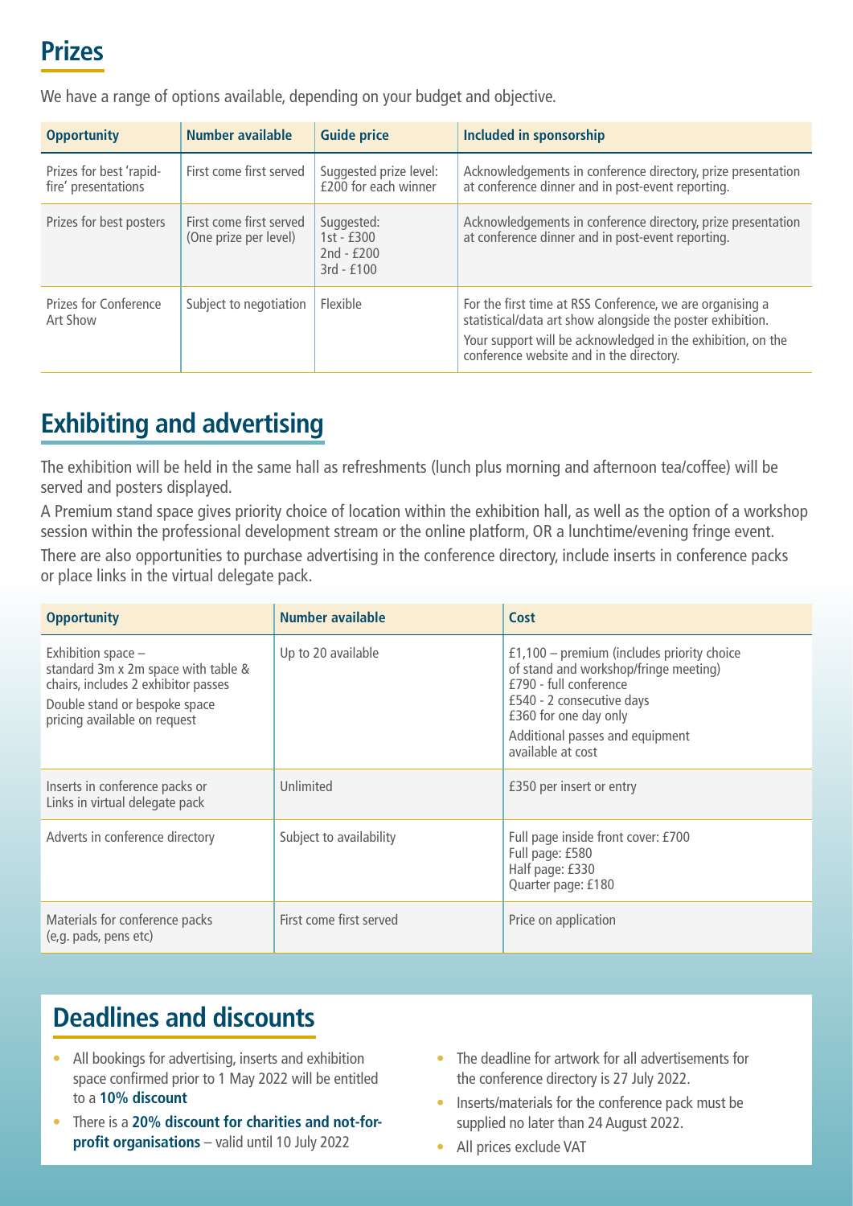## Prizes

We have a range of options available, depending on your budget and objective.

| Opportunity | Number available | Guide price | Included in sponsorship |
|---|---|---|---|
| Prizes for best 'rapid-fire' presentations | First come first served | Suggested prize level: £200 for each winner | Acknowledgements in conference directory, prize presentation at conference dinner and in post-event reporting. |
| Prizes for best posters | First come first served (One prize per level) | Suggested: 1st - £300 2nd - £200 3rd - £100 | Acknowledgements in conference directory, prize presentation at conference dinner and in post-event reporting. |
| Prizes for Conference Art Show | Subject to negotiation | Flexible | For the first time at RSS Conference, we are organising a statistical/data art show alongside the poster exhibition. Your support will be acknowledged in the exhibition, on the conference website and in the directory. |

## Exhibiting and advertising

The exhibition will be held in the same hall as refreshments (lunch plus morning and afternoon tea/coffee) will be served and posters displayed.

A Premium stand space gives priority choice of location within the exhibition hall, as well as the option of a workshop session within the professional development stream or the online platform, OR a lunchtime/evening fringe event.

There are also opportunities to purchase advertising in the conference directory, include inserts in conference packs or place links in the virtual delegate pack.

| Opportunity | Number available | Cost |
|---|---|---|
| Exhibition space – standard 3m x 2m space with table & chairs, includes 2 exhibitor passes. Double stand or bespoke space pricing available on request | Up to 20 available | £1,100 – premium (includes priority choice of stand and workshop/fringe meeting) £790 - full conference £540 - 2 consecutive days £360 for one day only. Additional passes and equipment available at cost |
| Inserts in conference packs or Links in virtual delegate pack | Unlimited | £350 per insert or entry |
| Adverts in conference directory | Subject to availability | Full page inside front cover: £700 Full page: £580 Half page: £330 Quarter page: £180 |
| Materials for conference packs (e,g. pads, pens etc) | First come first served | Price on application |

## Deadlines and discounts

- All bookings for advertising, inserts and exhibition space confirmed prior to 1 May 2022 will be entitled to a **10% discount**
- There is a **20% discount for charities and not-for-profit organisations** – valid until 10 July 2022
- The deadline for artwork for all advertisements for the conference directory is 27 July 2022.
- Inserts/materials for the conference pack must be supplied no later than 24 August 2022.
- All prices exclude VAT